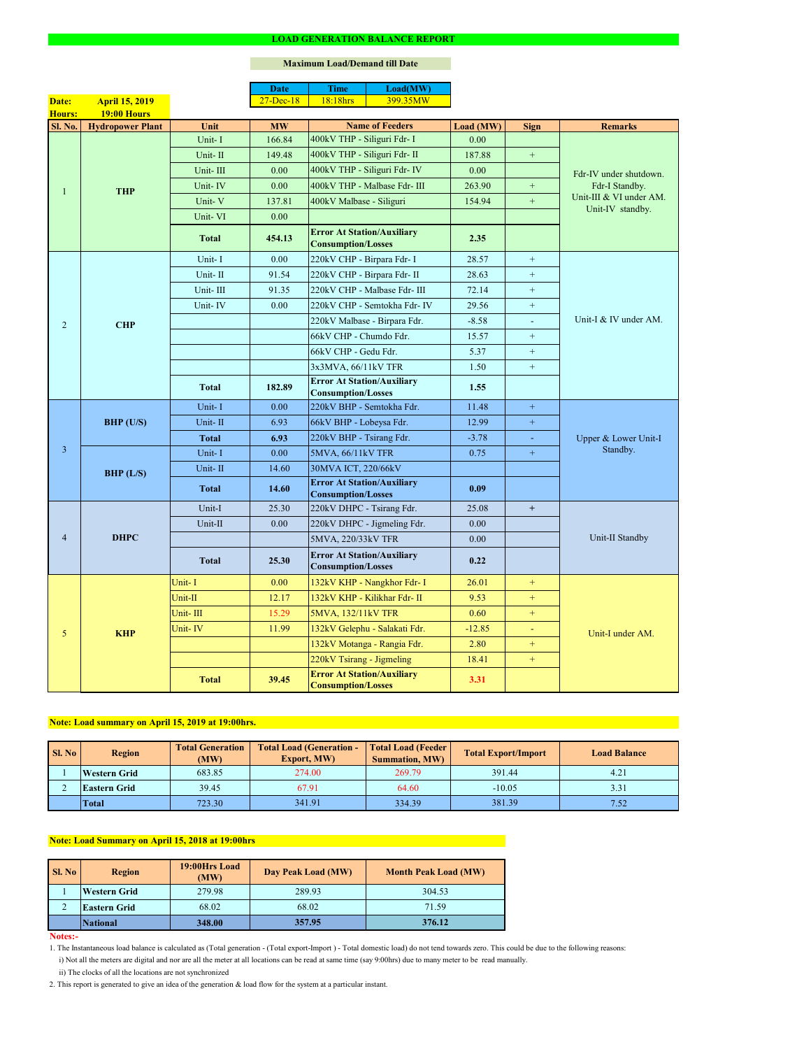# LOAD GENERATION BALANCE REPORT

**Maximum Load/Demand till Date**

| Date | Time | Load(MW) |
|---|---|---|
| 27-Dec-18 | 18:18hrs | 399.35MW |

**Date:** April 15, 2019
**Hours:** 19:00 Hours

| Sl. No. | Hydropower Plant | Unit | MW | Name of Feeders | Load (MW) | Sign | Remarks |
|---|---|---|---|---|---|---|---|
| 1 | THP | Unit- I | 166.84 | 400kV THP - Siliguri Fdr- I | 0.00 | | Fdr-IV under shutdown. Fdr-I Standby. Unit-III & VI under AM. Unit-IV standby. |
| | | Unit- II | 149.48 | 400kV THP - Siliguri Fdr- II | 187.88 | + | |
| | | Unit- III | 0.00 | 400kV THP - Siliguri Fdr- IV | 0.00 | | |
| | | Unit- IV | 0.00 | 400kV THP - Malbase Fdr- III | 263.90 | + | |
| | | Unit- V | 137.81 | 400kV Malbase - Siliguri | 154.94 | + | |
| | | Unit- VI | 0.00 | | | | |
| | | Total | 454.13 | Error At Station/Auxiliary Consumption/Losses | 2.35 | | |
| 2 | CHP | Unit- I | 0.00 | 220kV CHP - Birpara Fdr- I | 28.57 | + | Unit-I & IV under AM. |
| | | Unit- II | 91.54 | 220kV CHP - Birpara Fdr- II | 28.63 | + | |
| | | Unit- III | 91.35 | 220kV CHP - Malbase Fdr- III | 72.14 | + | |
| | | Unit- IV | 0.00 | 220kV CHP - Semtokha Fdr- IV | 29.56 | + | |
| | | | | 220kV Malbase - Birpara Fdr. | -8.58 | - | |
| | | | | 66kV CHP - Chumdo Fdr. | 15.57 | + | |
| | | | | 66kV CHP - Gedu Fdr. | 5.37 | + | |
| | | | | 3x3MVA, 66/11kV TFR | 1.50 | + | |
| | | Total | 182.89 | Error At Station/Auxiliary Consumption/Losses | 1.55 | | |
| 3 | BHP (U/S) | Unit- I | 0.00 | 220kV BHP - Semtokha Fdr. | 11.48 | + | Upper & Lower Unit-I Standby. |
| | | Unit- II | 6.93 | 66kV BHP - Lobeysa Fdr. | 12.99 | + | |
| | | Total | 6.93 | 220kV BHP - Tsirang Fdr. | -3.78 | - | |
| | BHP (L/S) | Unit- I | 0.00 | 5MVA, 66/11kV TFR | 0.75 | + | |
| | | Unit- II | 14.60 | 30MVA ICT, 220/66kV | | | |
| | | Total | 14.60 | Error At Station/Auxiliary Consumption/Losses | 0.09 | | |
| 4 | DHPC | Unit-I | 25.30 | 220kV DHPC - Tsirang Fdr. | 25.08 | + | Unit-II Standby |
| | | Unit-II | 0.00 | 220kV DHPC - Jigmeling Fdr. | 0.00 | | |
| | | | | 5MVA, 220/33kV TFR | 0.00 | | |
| | | Total | 25.30 | Error At Station/Auxiliary Consumption/Losses | 0.22 | | |
| 5 | KHP | Unit- I | 0.00 | 132kV KHP - Nangkhor Fdr- I | 26.01 | + | Unit-I under AM. |
| | | Unit-II | 12.17 | 132kV KHP - Kilikhar Fdr- II | 9.53 | + | |
| | | Unit- III | 15.29 | 5MVA, 132/11kV TFR | 0.60 | + | |
| | | Unit- IV | 11.99 | 132kV Gelephu - Salakati Fdr. | -12.85 | - | |
| | | | | 132kV Motanga - Rangia Fdr. | 2.80 | + | |
| | | | | 220kV Tsirang - Jigmeling | 18.41 | + | |
| | | Total | 39.45 | Error At Station/Auxiliary Consumption/Losses | 3.31 | | |

**Note: Load summary on April 15, 2019 at 19:00hrs.**

| Sl. No | Region | Total Generation (MW) | Total Load (Generation - Export, MW) | Total Load (Feeder Summation, MW) | Total Export/Import | Load Balance |
|---|---|---|---|---|---|---|
| 1 | Western Grid | 683.85 | 274.00 | 269.79 | 391.44 | 4.21 |
| 2 | Eastern Grid | 39.45 | 67.91 | 64.60 | -10.05 | 3.31 |
| | Total | 723.30 | 341.91 | 334.39 | 381.39 | 7.52 |

**Note: Load Summary on April 15, 2018 at 19:00hrs**

| Sl. No | Region | 19:00Hrs Load (MW) | Day Peak Load (MW) | Month Peak Load (MW) |
|---|---|---|---|---|
| 1 | Western Grid | 279.98 | 289.93 | 304.53 |
| 2 | Eastern Grid | 68.02 | 68.02 | 71.59 |
| | National | 348.00 | 357.95 | 376.12 |

**Notes:-**

1. The Instantaneous load balance is calculated as (Total generation - (Total export-Import ) - Total domestic load) do not tend towards zero. This could be due to the following reasons:
   i) Not all the meters are digital and nor are all the meter at all locations can be read at same time (say 9:00hrs) due to many meter to be read manually.
   ii) The clocks of all the locations are not synchronized
2. This report is generated to give an idea of the generation & load flow for the system at a particular instant.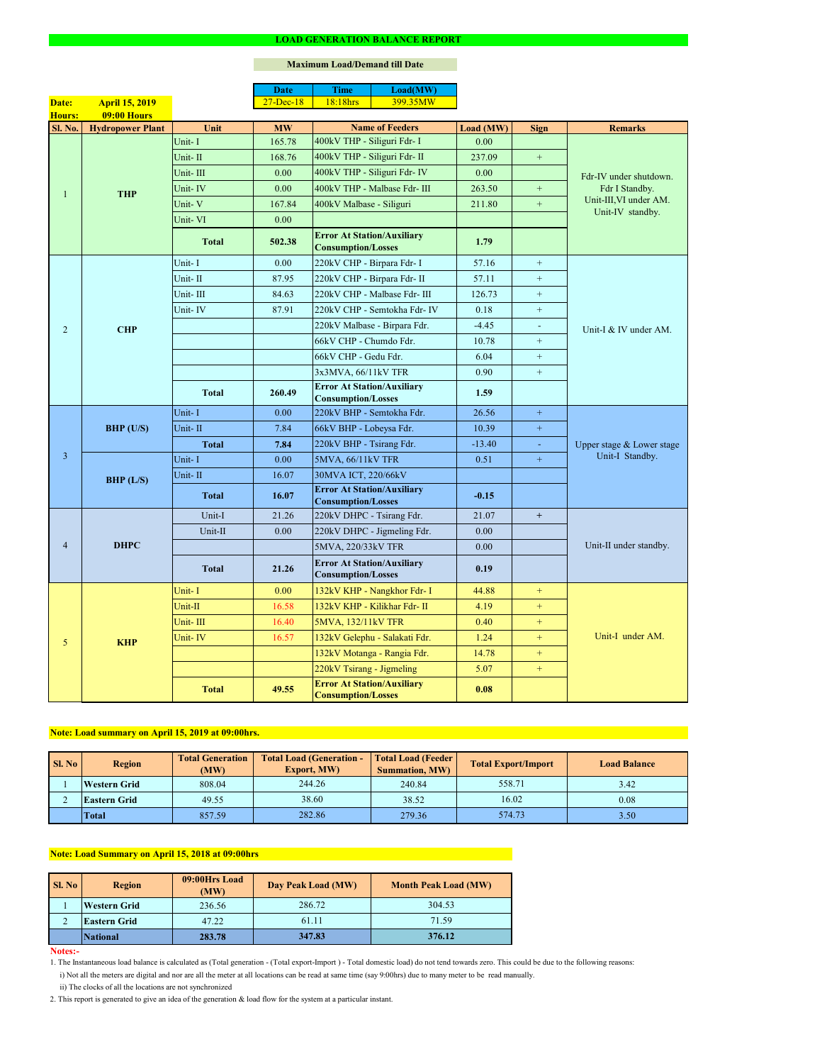# LOAD GENERATION BALANCE REPORT

**Maximum Load/Demand till Date**

| Date | Time | Load(MW) |
|---|---|---|
| 27-Dec-18 | 18:18hrs | 399.35MW |

**Date:** April 15, 2019
**Hours:** 09:00 Hours

| Sl. No. | Hydropower Plant | Unit | MW | Name of Feeders | Load (MW) | Sign | Remarks |
|---|---|---|---|---|---|---|---|
| 1 | THP | Unit- I | 165.78 | 400kV THP - Siliguri Fdr- I | 0.00 | | Fdr-IV under shutdown. Fdr I Standby. Unit-III,VI under AM. Unit-IV standby. |
| | | Unit- II | 168.76 | 400kV THP - Siliguri Fdr- II | 237.09 | + | |
| | | Unit- III | 0.00 | 400kV THP - Siliguri Fdr- IV | 0.00 | | |
| | | Unit- IV | 0.00 | 400kV THP - Malbase Fdr- III | 263.50 | + | |
| | | Unit- V | 167.84 | 400kV Malbase - Siliguri | 211.80 | + | |
| | | Unit- VI | 0.00 | | | | |
| | | **Total** | **502.38** | **Error At Station/Auxiliary Consumption/Losses** | **1.79** | | |
| 2 | CHP | Unit- I | 0.00 | 220kV CHP - Birpara Fdr- I | 57.16 | + | Unit-I & IV under AM. |
| | | Unit- II | 87.95 | 220kV CHP - Birpara Fdr- II | 57.11 | + | |
| | | Unit- III | 84.63 | 220kV CHP - Malbase Fdr- III | 126.73 | + | |
| | | Unit- IV | 87.91 | 220kV CHP - Semtokha Fdr- IV | 0.18 | + | |
| | | | | 220kV Malbase - Birpara Fdr. | -4.45 | - | |
| | | | | 66kV CHP - Chumdo Fdr. | 10.78 | + | |
| | | | | 66kV CHP - Gedu Fdr. | 6.04 | + | |
| | | | | 3x3MVA, 66/11kV TFR | 0.90 | + | |
| | | **Total** | **260.49** | **Error At Station/Auxiliary Consumption/Losses** | **1.59** | | |
| 3 | BHP (U/S) | Unit- I | 0.00 | 220kV BHP - Semtokha Fdr. | 26.56 | + | Upper stage & Lower stage Unit-I Standby. |
| | | Unit- II | 7.84 | 66kV BHP - Lobeysa Fdr. | 10.39 | + | |
| | | **Total** | **7.84** | 220kV BHP - Tsirang Fdr. | -13.40 | - | |
| | BHP (L/S) | Unit- I | 0.00 | 5MVA, 66/11kV TFR | 0.51 | + | |
| | | Unit- II | 16.07 | 30MVA ICT, 220/66kV | | | |
| | | **Total** | **16.07** | **Error At Station/Auxiliary Consumption/Losses** | **-0.15** | | |
| 4 | DHPC | Unit-I | 21.26 | 220kV DHPC - Tsirang Fdr. | 21.07 | + | Unit-II under standby. |
| | | Unit-II | 0.00 | 220kV DHPC - Jigmeling Fdr. | 0.00 | | |
| | | | | 5MVA, 220/33kV TFR | 0.00 | | |
| | | **Total** | **21.26** | **Error At Station/Auxiliary Consumption/Losses** | **0.19** | | |
| 5 | KHP | Unit- I | 0.00 | 132kV KHP - Nangkhor Fdr- I | 44.88 | + | Unit-I under AM. |
| | | Unit-II | 16.58 | 132kV KHP - Kilikhar Fdr- II | 4.19 | + | |
| | | Unit- III | 16.40 | 5MVA, 132/11kV TFR | 0.40 | + | |
| | | Unit- IV | 16.57 | 132kV Gelephu - Salakati Fdr. | 1.24 | + | |
| | | | | 132kV Motanga - Rangia Fdr. | 14.78 | + | |
| | | | | 220kV Tsirang - Jigmeling | 5.07 | + | |
| | | **Total** | **49.55** | **Error At Station/Auxiliary Consumption/Losses** | **0.08** | | |

**Note: Load summary on April 15, 2019 at 09:00hrs.**

| Sl. No | Region | Total Generation (MW) | Total Load (Generation - Export, MW) | Total Load (Feeder Summation, MW) | Total Export/Import | Load Balance |
|---|---|---|---|---|---|---|
| 1 | **Western Grid** | 808.04 | 244.26 | 240.84 | 558.71 | 3.42 |
| 2 | **Eastern Grid** | 49.55 | 38.60 | 38.52 | 16.02 | 0.08 |
| | **Total** | 857.59 | 282.86 | 279.36 | 574.73 | 3.50 |

**Note: Load Summary on April 15, 2018 at 09:00hrs**

| Sl. No | Region | 09:00Hrs Load (MW) | Day Peak Load (MW) | Month Peak Load (MW) |
|---|---|---|---|---|
| 1 | **Western Grid** | 236.56 | 286.72 | 304.53 |
| 2 | **Eastern Grid** | 47.22 | 61.11 | 71.59 |
| | **National** | **283.78** | **347.83** | **376.12** |

**Notes:-**

1. The Instantaneous load balance is calculated as (Total generation - (Total export-Import ) - Total domestic load) do not tend towards zero. This could be due to the following reasons:
   i) Not all the meters are digital and nor are all the meter at all locations can be read at same time (say 9:00hrs) due to many meter to be read manually.
   ii) The clocks of all the locations are not synchronized
2. This report is generated to give an idea of the generation & load flow for the system at a particular instant.